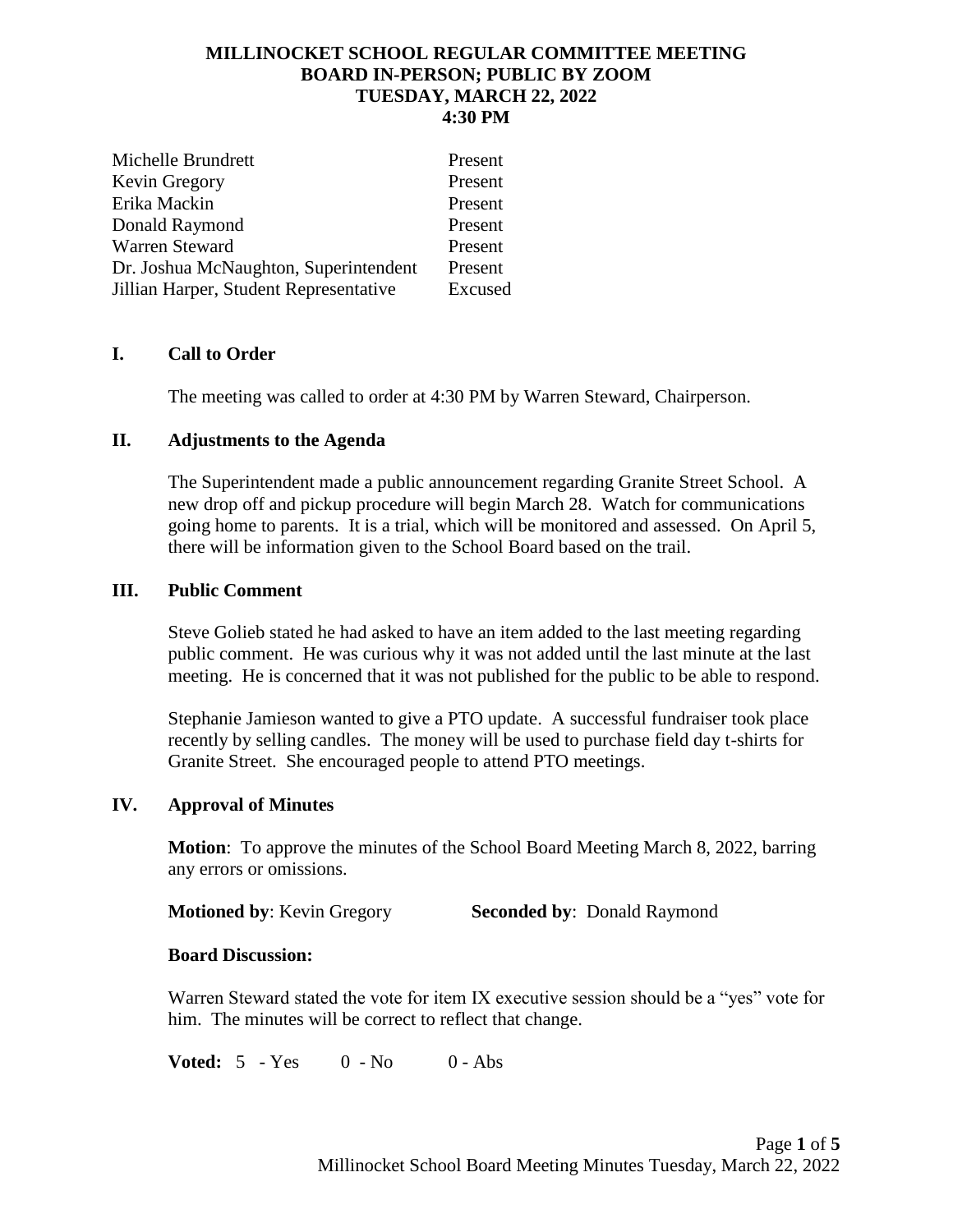# MILLINOCKET SCHOOL REGULAR COMMITTEE MEETING
## BOARD IN-PERSON; PUBLIC BY ZOOM
## TUESDAY, MARCH 22, 2022
## 4:30 PM

| | |
|---|---|
| Michelle Brundrett | Present |
| Kevin Gregory | Present |
| Erika Mackin | Present |
| Donald Raymond | Present |
| Warren Steward | Present |
| Dr. Joshua McNaughton, Superintendent | Present |
| Jillian Harper, Student Representative | Excused |

## I. Call to Order

The meeting was called to order at 4:30 PM by Warren Steward, Chairperson.

## II. Adjustments to the Agenda

The Superintendent made a public announcement regarding Granite Street School. A new drop off and pickup procedure will begin March 28. Watch for communications going home to parents. It is a trial, which will be monitored and assessed. On April 5, there will be information given to the School Board based on the trail.

## III. Public Comment

Steve Golieb stated he had asked to have an item added to the last meeting regarding public comment. He was curious why it was not added until the last minute at the last meeting. He is concerned that it was not published for the public to be able to respond.

Stephanie Jamieson wanted to give a PTO update. A successful fundraiser took place recently by selling candles. The money will be used to purchase field day t-shirts for Granite Street. She encouraged people to attend PTO meetings.

## IV. Approval of Minutes

**Motion**: To approve the minutes of the School Board Meeting March 8, 2022, barring any errors or omissions.

**Motioned by**: Kevin Gregory **Seconded by**: Donald Raymond

**Board Discussion:**

Warren Steward stated the vote for item IX executive session should be a "yes" vote for him. The minutes will be correct to reflect that change.

**Voted:** 5 - Yes 0 - No 0 - Abs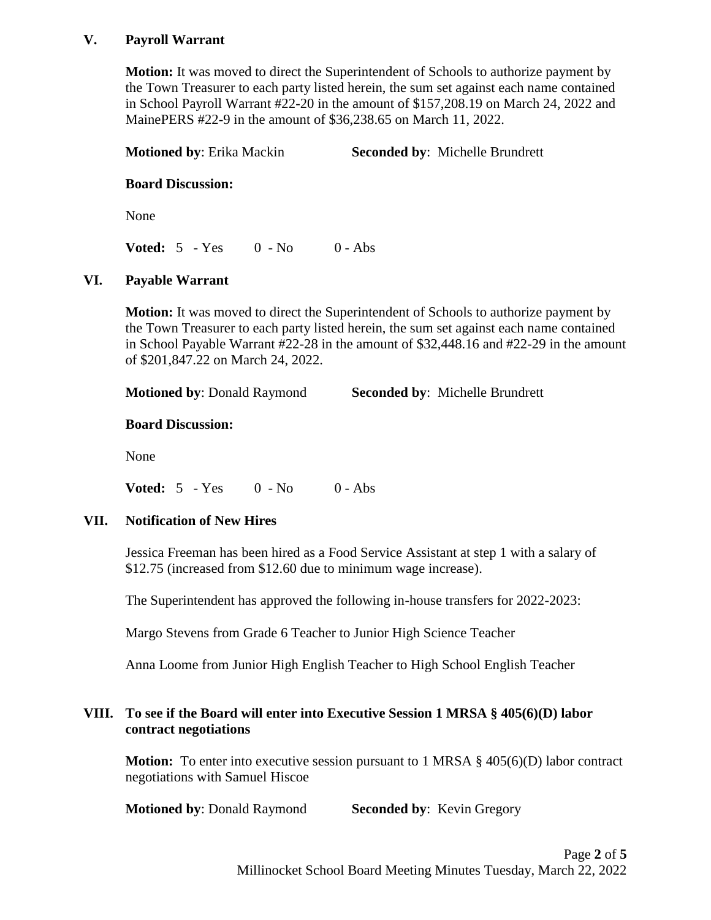## V. Payroll Warrant

**Motion:** It was moved to direct the Superintendent of Schools to authorize payment by the Town Treasurer to each party listed herein, the sum set against each name contained in School Payroll Warrant #22-20 in the amount of $157,208.19 on March 24, 2022 and MainePERS #22-9 in the amount of $36,238.65 on March 11, 2022.

**Motioned by**: Erika Mackin **Seconded by**: Michelle Brundrett

**Board Discussion:**

None

**Voted:** 5 - Yes 0 - No 0 - Abs

## VI. Payable Warrant

**Motion:** It was moved to direct the Superintendent of Schools to authorize payment by the Town Treasurer to each party listed herein, the sum set against each name contained in School Payable Warrant #22-28 in the amount of $32,448.16 and #22-29 in the amount of $201,847.22 on March 24, 2022.

**Motioned by**: Donald Raymond **Seconded by**: Michelle Brundrett

**Board Discussion:**

None

**Voted:** 5 - Yes 0 - No 0 - Abs

## VII. Notification of New Hires

Jessica Freeman has been hired as a Food Service Assistant at step 1 with a salary of $12.75 (increased from $12.60 due to minimum wage increase).

The Superintendent has approved the following in-house transfers for 2022-2023:

Margo Stevens from Grade 6 Teacher to Junior High Science Teacher

Anna Loome from Junior High English Teacher to High School English Teacher

## VIII. To see if the Board will enter into Executive Session 1 MRSA § 405(6)(D) labor contract negotiations

**Motion:** To enter into executive session pursuant to 1 MRSA § 405(6)(D) labor contract negotiations with Samuel Hiscoe

**Motioned by**: Donald Raymond **Seconded by**: Kevin Gregory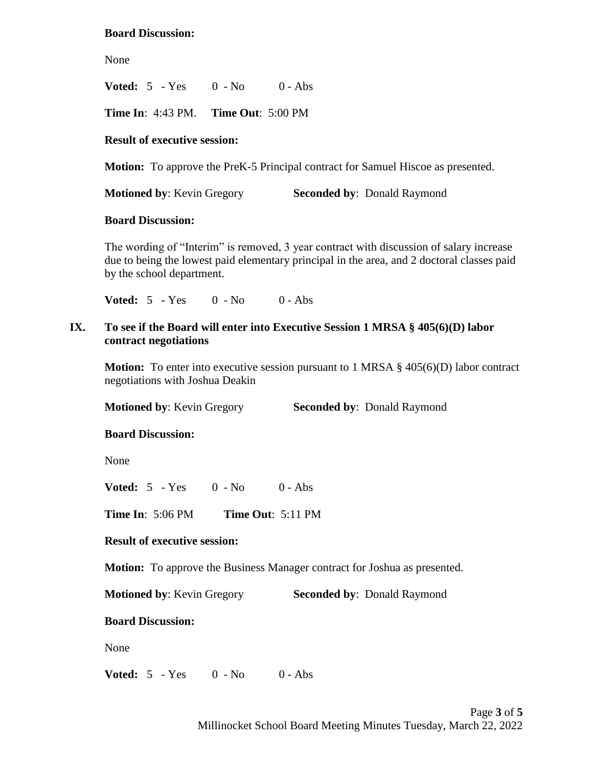**Board Discussion:**

None

**Voted:** 5 - Yes 0 - No 0 - Abs

**Time In**: 4:43 PM. **Time Out**: 5:00 PM

**Result of executive session:**

**Motion:** To approve the PreK-5 Principal contract for Samuel Hiscoe as presented.

**Motioned by**: Kevin Gregory **Seconded by**: Donald Raymond

**Board Discussion:**

The wording of "Interim" is removed, 3 year contract with discussion of salary increase due to being the lowest paid elementary principal in the area, and 2 doctoral classes paid by the school department.

**Voted:** 5 - Yes 0 - No 0 - Abs

## IX. To see if the Board will enter into Executive Session 1 MRSA § 405(6)(D) labor contract negotiations

**Motion:** To enter into executive session pursuant to 1 MRSA § 405(6)(D) labor contract negotiations with Joshua Deakin

**Motioned by**: Kevin Gregory **Seconded by**: Donald Raymond

**Board Discussion:**

None

**Voted:** 5 - Yes 0 - No 0 - Abs

**Time In**: 5:06 PM **Time Out**: 5:11 PM

**Result of executive session:**

**Motion:** To approve the Business Manager contract for Joshua as presented.

**Motioned by**: Kevin Gregory **Seconded by**: Donald Raymond

**Board Discussion:**

None

**Voted:** 5 - Yes 0 - No 0 - Abs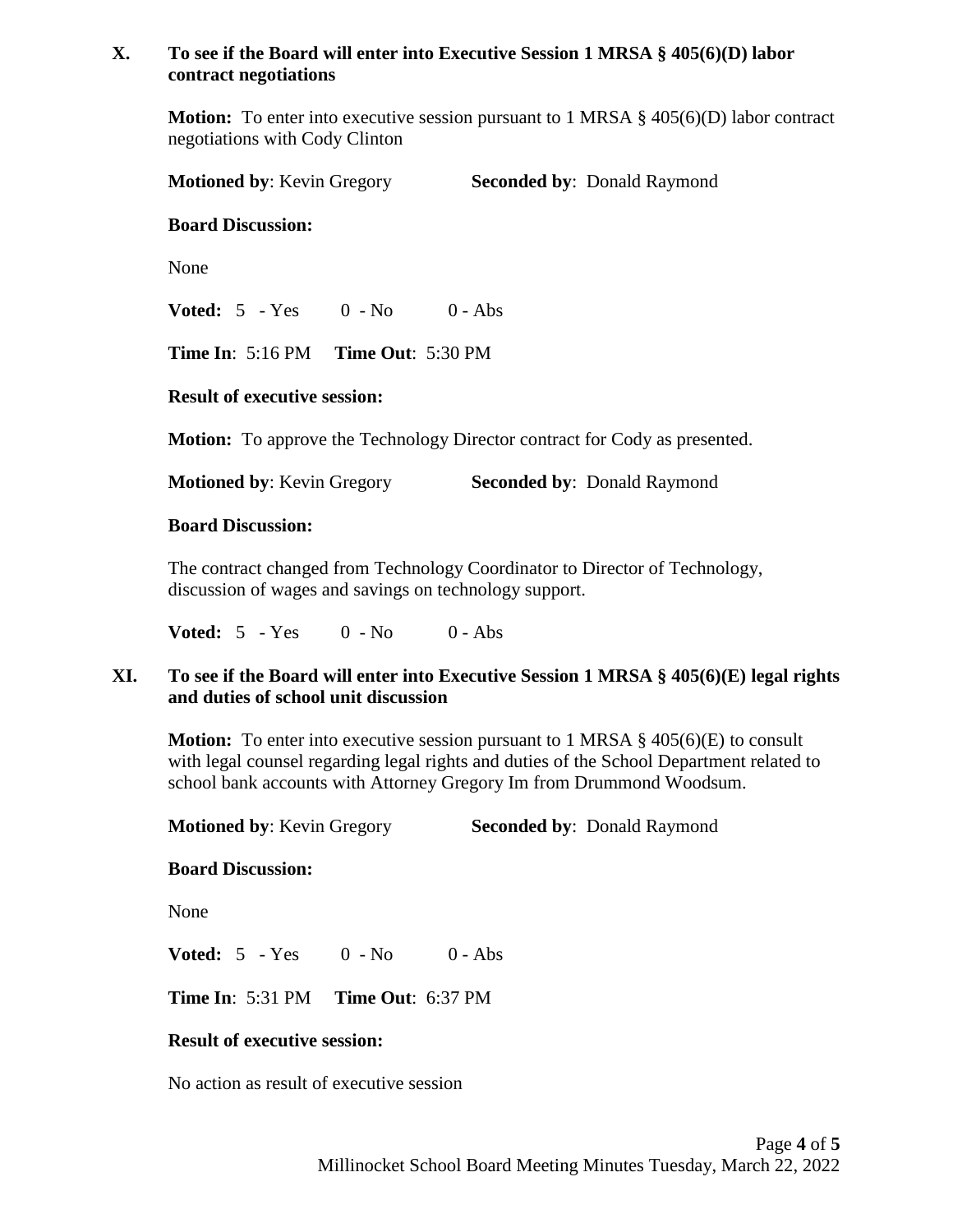## X. To see if the Board will enter into Executive Session 1 MRSA § 405(6)(D) labor contract negotiations

**Motion:** To enter into executive session pursuant to 1 MRSA § 405(6)(D) labor contract negotiations with Cody Clinton

**Motioned by**: Kevin Gregory **Seconded by**: Donald Raymond

**Board Discussion:**

None

**Voted:** 5 - Yes 0 - No 0 - Abs

**Time In**: 5:16 PM **Time Out**: 5:30 PM

**Result of executive session:**

**Motion:** To approve the Technology Director contract for Cody as presented.

**Motioned by**: Kevin Gregory **Seconded by**: Donald Raymond

**Board Discussion:**

The contract changed from Technology Coordinator to Director of Technology, discussion of wages and savings on technology support.

**Voted:** 5 - Yes 0 - No 0 - Abs

## XI. To see if the Board will enter into Executive Session 1 MRSA § 405(6)(E) legal rights and duties of school unit discussion

**Motion:** To enter into executive session pursuant to 1 MRSA § 405(6)(E) to consult with legal counsel regarding legal rights and duties of the School Department related to school bank accounts with Attorney Gregory Im from Drummond Woodsum.

**Motioned by**: Kevin Gregory **Seconded by**: Donald Raymond

**Board Discussion:**

None

**Voted:** 5 - Yes 0 - No 0 - Abs

**Time In**: 5:31 PM **Time Out**: 6:37 PM

**Result of executive session:**

No action as result of executive session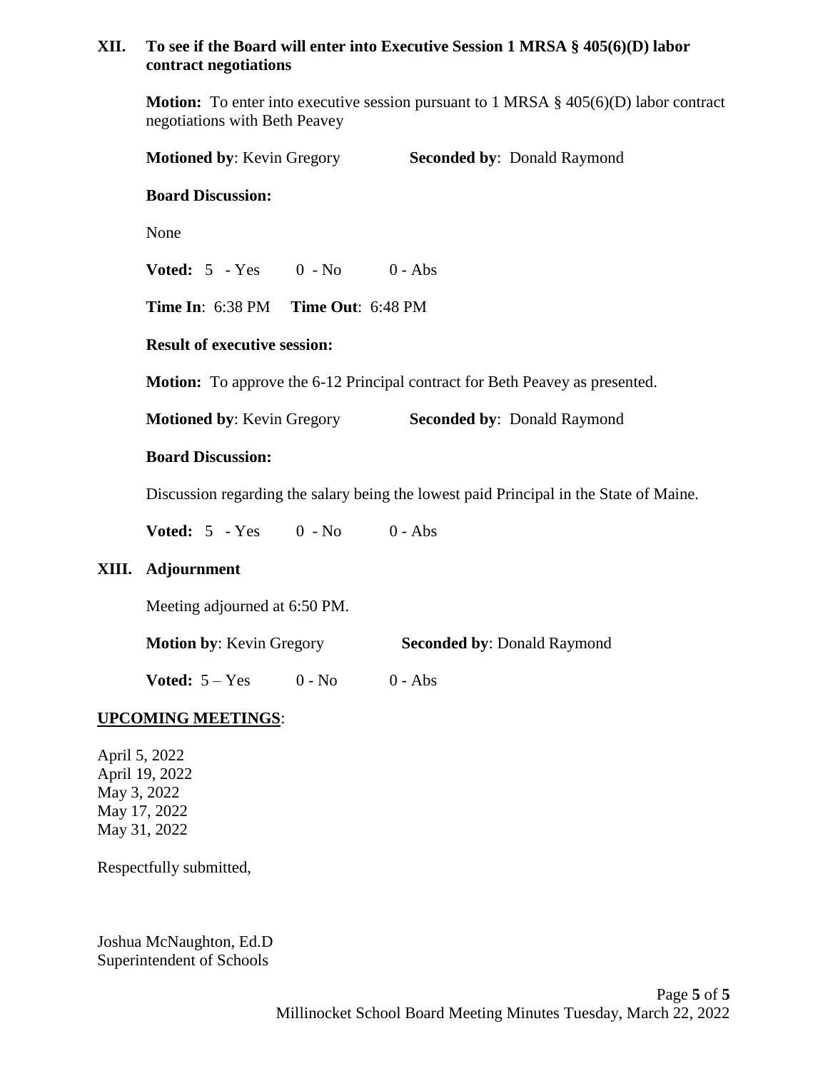## XII. To see if the Board will enter into Executive Session 1 MRSA § 405(6)(D) labor contract negotiations

**Motion:** To enter into executive session pursuant to 1 MRSA § 405(6)(D) labor contract negotiations with Beth Peavey

**Motioned by**: Kevin Gregory **Seconded by**: Donald Raymond

**Board Discussion:**

None

**Voted:** 5 - Yes 0 - No 0 - Abs

**Time In**: 6:38 PM **Time Out**: 6:48 PM

**Result of executive session:**

**Motion:** To approve the 6-12 Principal contract for Beth Peavey as presented.

**Motioned by**: Kevin Gregory **Seconded by**: Donald Raymond

**Board Discussion:**

Discussion regarding the salary being the lowest paid Principal in the State of Maine.

**Voted:** 5 - Yes 0 - No 0 - Abs

## XIII. Adjournment

Meeting adjourned at 6:50 PM.

**Motion by**: Kevin Gregory **Seconded by**: Donald Raymond

**Voted:** 5 – Yes 0 - No 0 - Abs

**UPCOMING MEETINGS**:

April 5, 2022
April 19, 2022
May 3, 2022
May 17, 2022
May 31, 2022

Respectfully submitted,

Joshua McNaughton, Ed.D
Superintendent of Schools